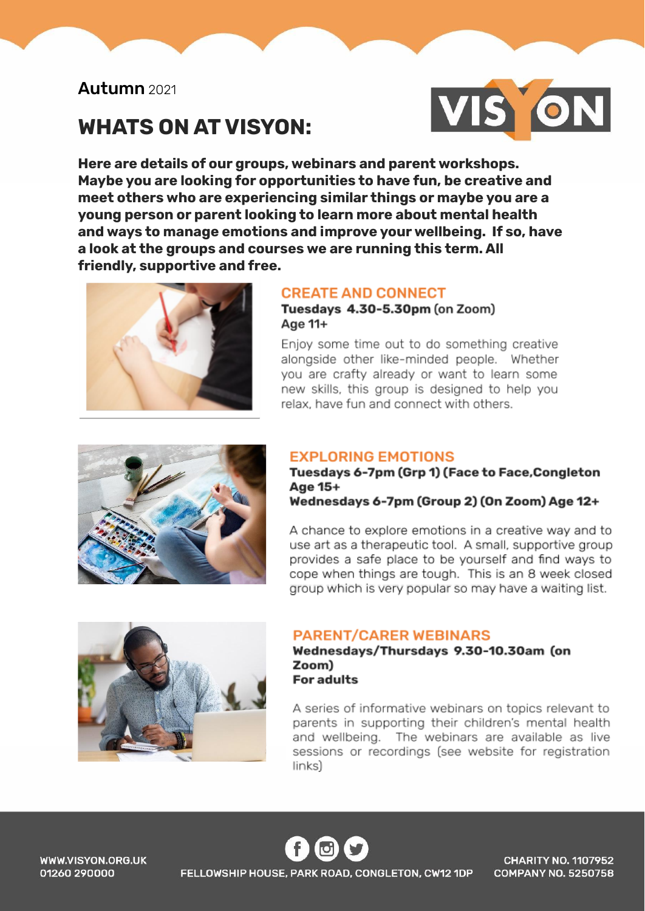**Autumn** 2021

# WHATS ON AT VISYON:

**Here are details of our groups, webinars and parent workshops. Maybe you are looking for opportunities to have fun, be creative and meet others who are experiencing similar things or maybe you are a young person or parent looking to learn more about mental health and ways to manage emotions and improve your wellbeing. If so, have a look at the groups and courses we are running this term. All friendly, supportive and free.**

## CREATE AND CONNECT

**Tuesdays 4.30-5.30pm** (on Zoom)
**Age 11+**

Enjoy some time out to do something creative alongside other like-minded people. Whether you are crafty already or want to learn some new skills, this group is designed to help you relax, have fun and connect with others.

## EXPLORING EMOTIONS

**Tuesdays 6-7pm (Grp 1) (Face to Face,Congleton Age 15+**
**Wednesdays 6-7pm (Group 2) (On Zoom) Age 12+**

A chance to explore emotions in a creative way and to use art as a therapeutic tool. A small, supportive group provides a safe place to be yourself and find ways to cope when things are tough. This is an 8 week closed group which is very popular so may have a waiting list.

## PARENT/CARER WEBINARS

**Wednesdays/Thursdays 9.30-10.30am (on Zoom)**
**For adults**

A series of informative webinars on topics relevant to parents in supporting their children's mental health and wellbeing. The webinars are available as live sessions or recordings (see website for registration links)

WWW.VISYON.ORG.UK
01260 290000

FELLOWSHIP HOUSE, PARK ROAD, CONGLETON, CW12 1DP

CHARITY NO. 1107952
COMPANY NO. 5250758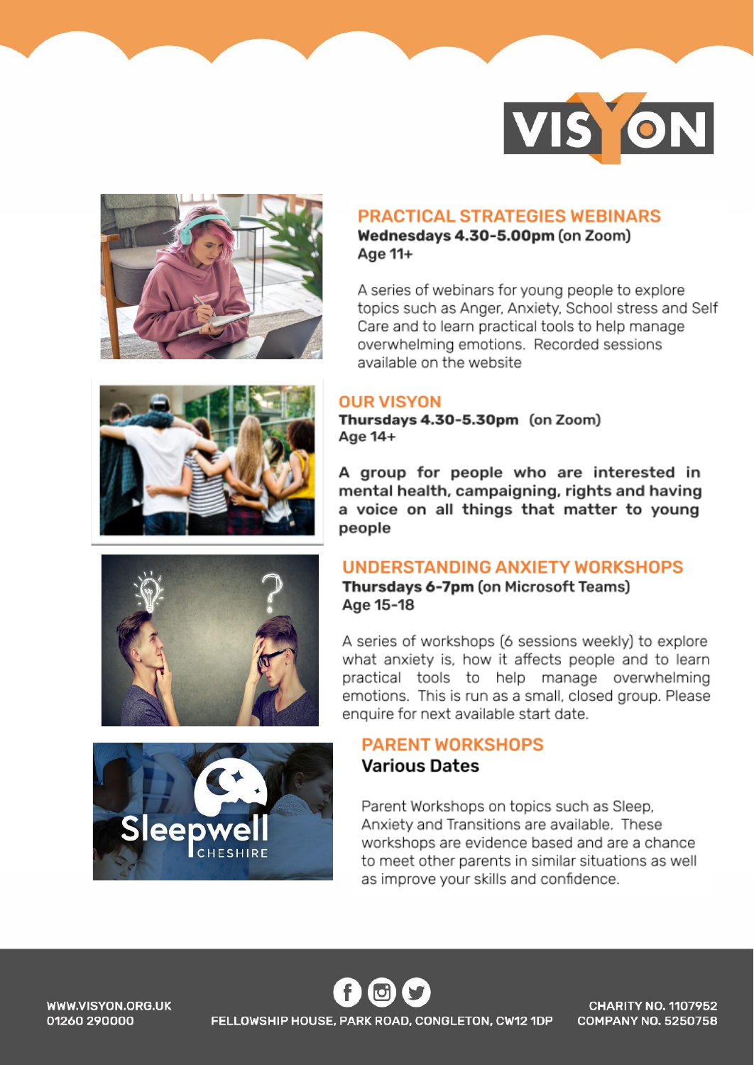VISYON

## PRACTICAL STRATEGIES WEBINARS

**Wednesdays 4.30-5.00pm** (on Zoom)
Age 11+

A series of webinars for young people to explore topics such as Anger, Anxiety, School stress and Self Care and to learn practical tools to help manage overwhelming emotions. Recorded sessions available on the website

## OUR VISYON

**Thursdays 4.30-5.30pm** (on Zoom)
Age 14+

A group for people who are interested in mental health, campaigning, rights and having a voice on all things that matter to young people

## UNDERSTANDING ANXIETY WORKSHOPS

**Thursdays 6-7pm** (on Microsoft Teams)
Age 15-18

A series of workshops (6 sessions weekly) to explore what anxiety is, how it affects people and to learn practical tools to help manage overwhelming emotions. This is run as a small, closed group. Please enquire for next available start date.

## PARENT WORKSHOPS

**Various Dates**

Sleepwell CHESHIRE

Parent Workshops on topics such as Sleep, Anxiety and Transitions are available. These workshops are evidence based and are a chance to meet other parents in similar situations as well as improve your skills and confidence.

WWW.VISYON.ORG.UK
01260 290000

FELLOWSHIP HOUSE, PARK ROAD, CONGLETON, CW12 1DP

CHARITY NO. 1107952
COMPANY NO. 5250758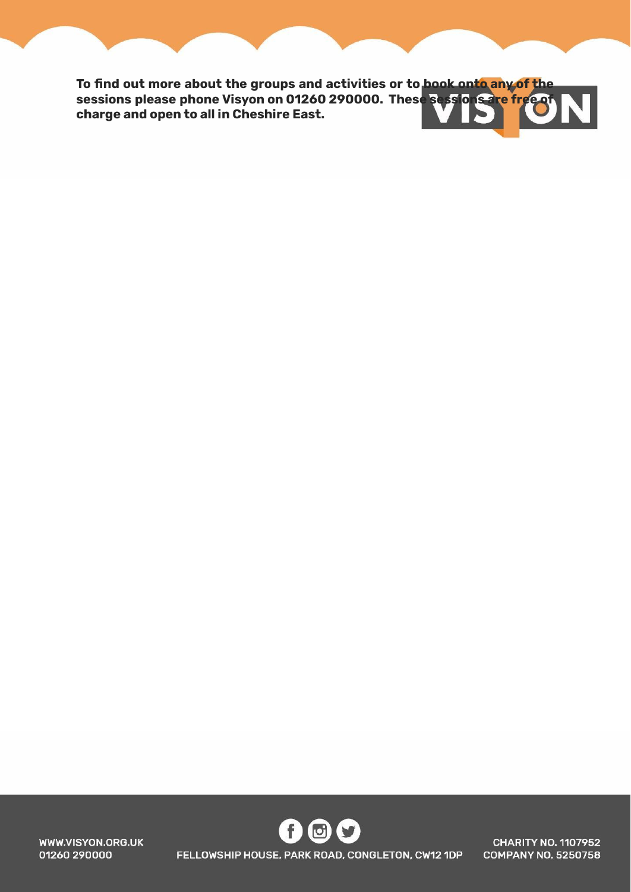**To find out more about the groups and activities or to book onto any of the sessions please phone Visyon on 01260 290000. These sessions are free of charge and open to all in Cheshire East.**

WWW.VISYON.ORG.UK
01260 290000

FELLOWSHIP HOUSE, PARK ROAD, CONGLETON, CW12 1DP

CHARITY NO. 1107952
COMPANY NO. 5250758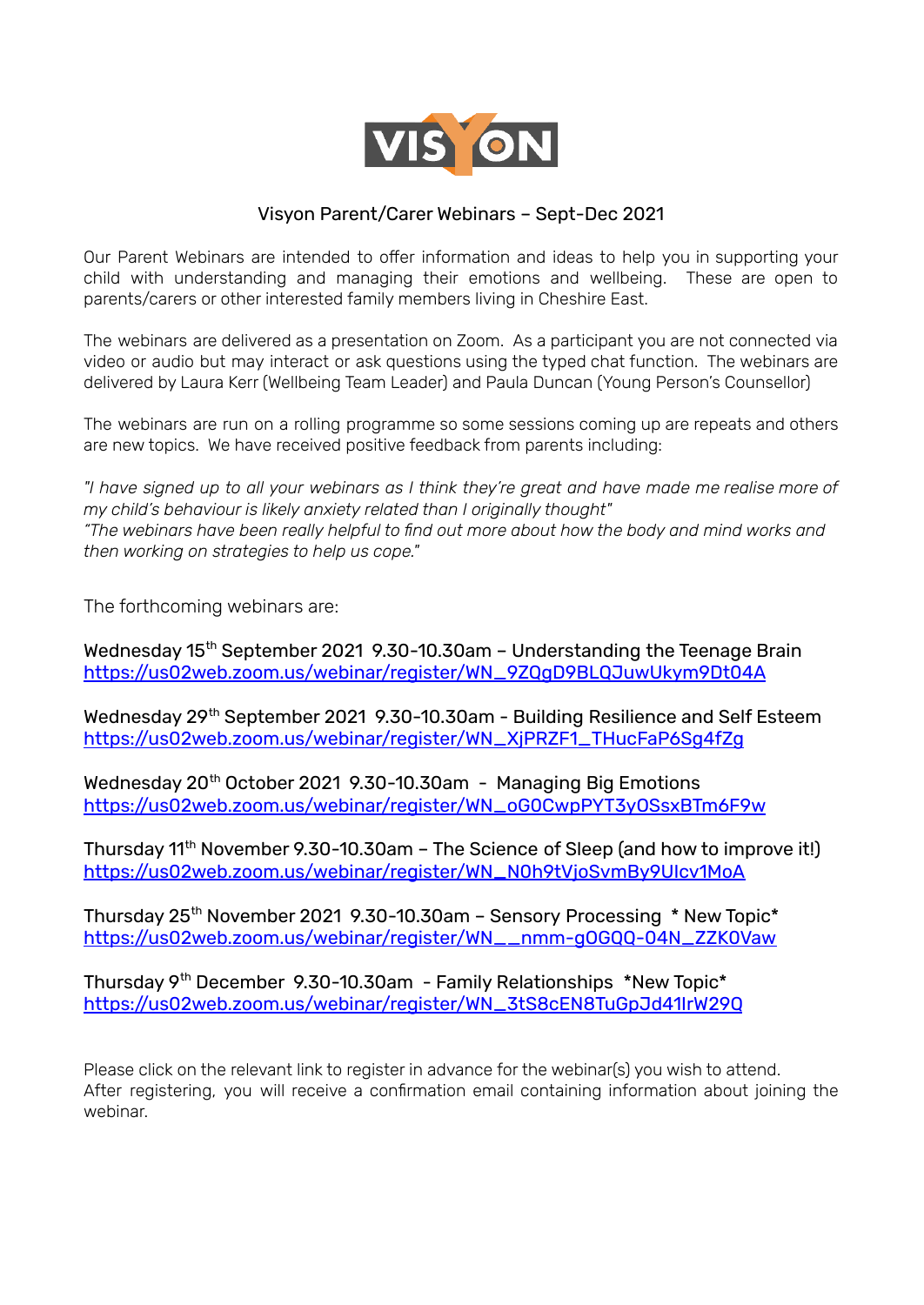VISYON

Visyon Parent/Carer Webinars – Sept-Dec 2021

Our Parent Webinars are intended to offer information and ideas to help you in supporting your child with understanding and managing their emotions and wellbeing. These are open to parents/carers or other interested family members living in Cheshire East.

The webinars are delivered as a presentation on Zoom. As a participant you are not connected via video or audio but may interact or ask questions using the typed chat function. The webinars are delivered by Laura Kerr (Wellbeing Team Leader) and Paula Duncan (Young Person's Counsellor)

The webinars are run on a rolling programme so some sessions coming up are repeats and others are new topics. We have received positive feedback from parents including:

*"I have signed up to all your webinars as I think they're great and have made me realise more of my child's behaviour is likely anxiety related than I originally thought"*
*"The webinars have been really helpful to find out more about how the body and mind works and then working on strategies to help us cope."*

The forthcoming webinars are:

Wednesday 15th September 2021 9.30-10.30am – Understanding the Teenage Brain
https://us02web.zoom.us/webinar/register/WN_9ZQgD9BLQJuwUkym9Dt04A

Wednesday 29th September 2021 9.30-10.30am - Building Resilience and Self Esteem
https://us02web.zoom.us/webinar/register/WN_XjPRZF1_THucFaP6Sg4fZg

Wednesday 20th October 2021 9.30-10.30am - Managing Big Emotions
https://us02web.zoom.us/webinar/register/WN_oG0CwpPYT3y0SsxBTm6F9w

Thursday 11th November 9.30-10.30am – The Science of Sleep (and how to improve it!)
https://us02web.zoom.us/webinar/register/WN_N0h9tVjoSvmBy9UIcv1MoA

Thursday 25th November 2021 9.30-10.30am – Sensory Processing * New Topic*
https://us02web.zoom.us/webinar/register/WN__nmm-gOGQQ-04N_ZZK0Vaw

Thursday 9th December 9.30-10.30am - Family Relationships *New Topic*
https://us02web.zoom.us/webinar/register/WN_3tS8cEN8TuGpJd41lrW29Q

Please click on the relevant link to register in advance for the webinar(s) you wish to attend. After registering, you will receive a confirmation email containing information about joining the webinar.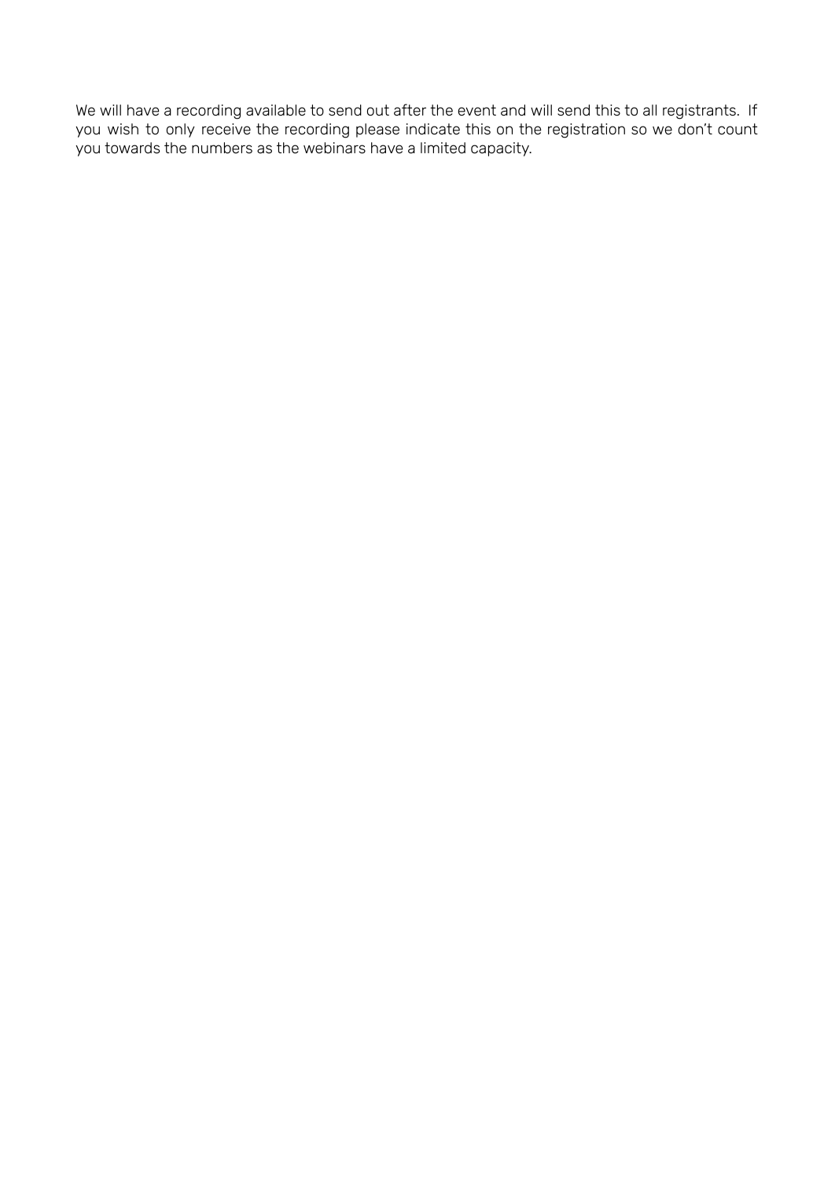We will have a recording available to send out after the event and will send this to all registrants. If you wish to only receive the recording please indicate this on the registration so we don't count you towards the numbers as the webinars have a limited capacity.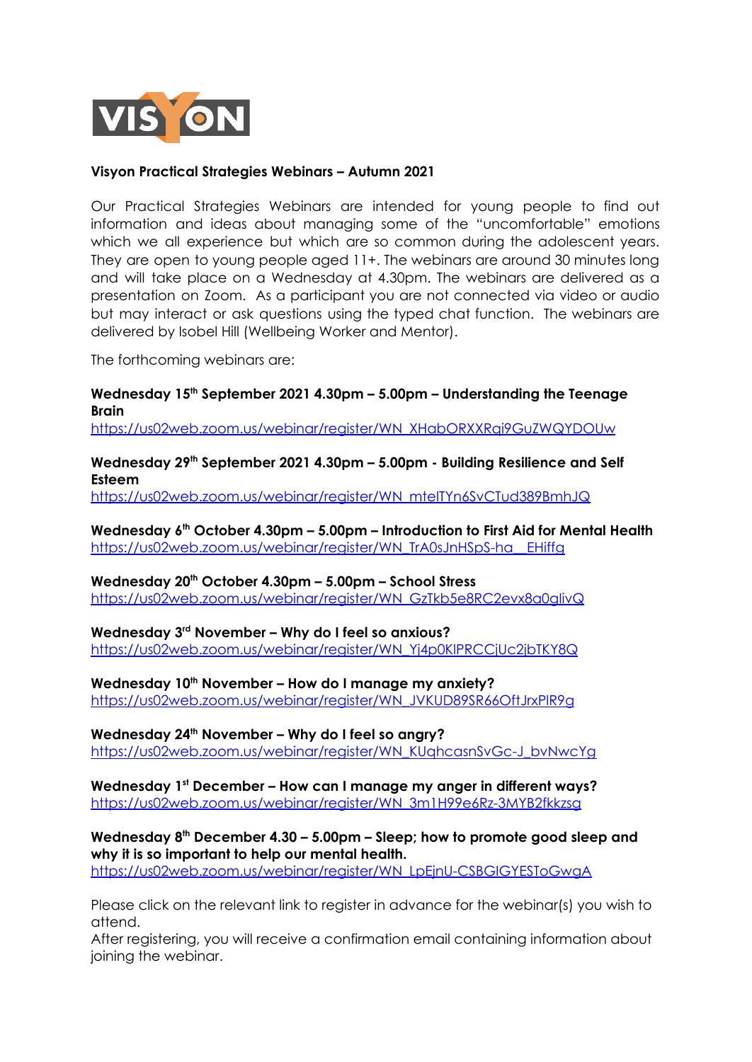VISYON

**Visyon Practical Strategies Webinars – Autumn 2021**

Our Practical Strategies Webinars are intended for young people to find out information and ideas about managing some of the "uncomfortable" emotions which we all experience but which are so common during the adolescent years. They are open to young people aged 11+. The webinars are around 30 minutes long and will take place on a Wednesday at 4.30pm. The webinars are delivered as a presentation on Zoom. As a participant you are not connected via video or audio but may interact or ask questions using the typed chat function. The webinars are delivered by Isobel Hill (Wellbeing Worker and Mentor).

The forthcoming webinars are:

**Wednesday 15th September 2021 4.30pm – 5.00pm – Understanding the Teenage Brain**
https://us02web.zoom.us/webinar/register/WN_XHabORXXRqi9GuZWQYDOUw

**Wednesday 29th September 2021 4.30pm – 5.00pm - Building Resilience and Self Esteem**
https://us02web.zoom.us/webinar/register/WN_mteITYn6SvCTud389BmhJQ

**Wednesday 6th October 4.30pm – 5.00pm – Introduction to First Aid for Mental Health**
https://us02web.zoom.us/webinar/register/WN_TrA0sJnHSpS-ha__EHiffg

**Wednesday 20th October 4.30pm – 5.00pm – School Stress**
https://us02web.zoom.us/webinar/register/WN_GzTkb5e8RC2evx8a0glivQ

**Wednesday 3rd November – Why do I feel so anxious?**
https://us02web.zoom.us/webinar/register/WN_Yj4p0KlPRCCjUc2jbTKY8Q

**Wednesday 10th November – How do I manage my anxiety?**
https://us02web.zoom.us/webinar/register/WN_JVKUD89SR66OftJrxPlR9g

**Wednesday 24th November – Why do I feel so angry?**
https://us02web.zoom.us/webinar/register/WN_KUqhcasnSvGc-J_bvNwcYg

**Wednesday 1st December – How can I manage my anger in different ways?**
https://us02web.zoom.us/webinar/register/WN_3m1H99e6Rz-3MYB2fkkzsg

**Wednesday 8th December 4.30 – 5.00pm – Sleep; how to promote good sleep and why it is so important to help our mental health.**
https://us02web.zoom.us/webinar/register/WN_LpEjnU-CSBGIGYESToGwgA

Please click on the relevant link to register in advance for the webinar(s) you wish to attend.
After registering, you will receive a confirmation email containing information about joining the webinar.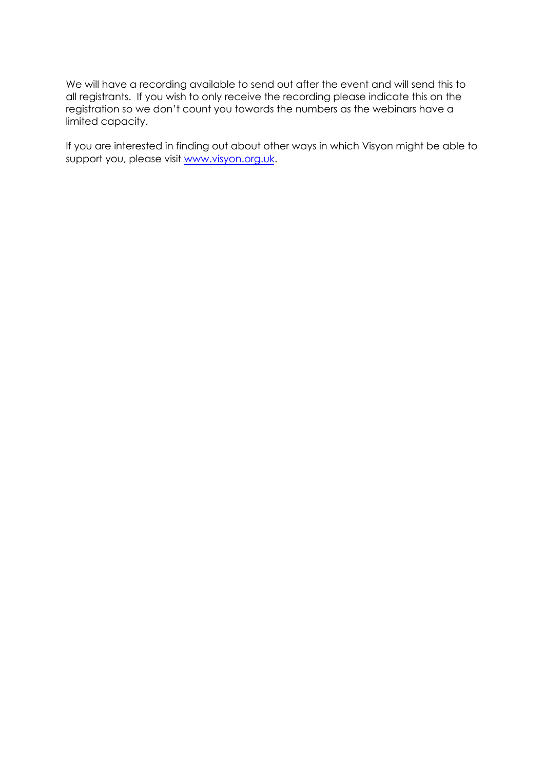We will have a recording available to send out after the event and will send this to all registrants. If you wish to only receive the recording please indicate this on the registration so we don't count you towards the numbers as the webinars have a limited capacity.

If you are interested in finding out about other ways in which Visyon might be able to support you, please visit [www.visyon.org.uk](http://www.visyon.org.uk).